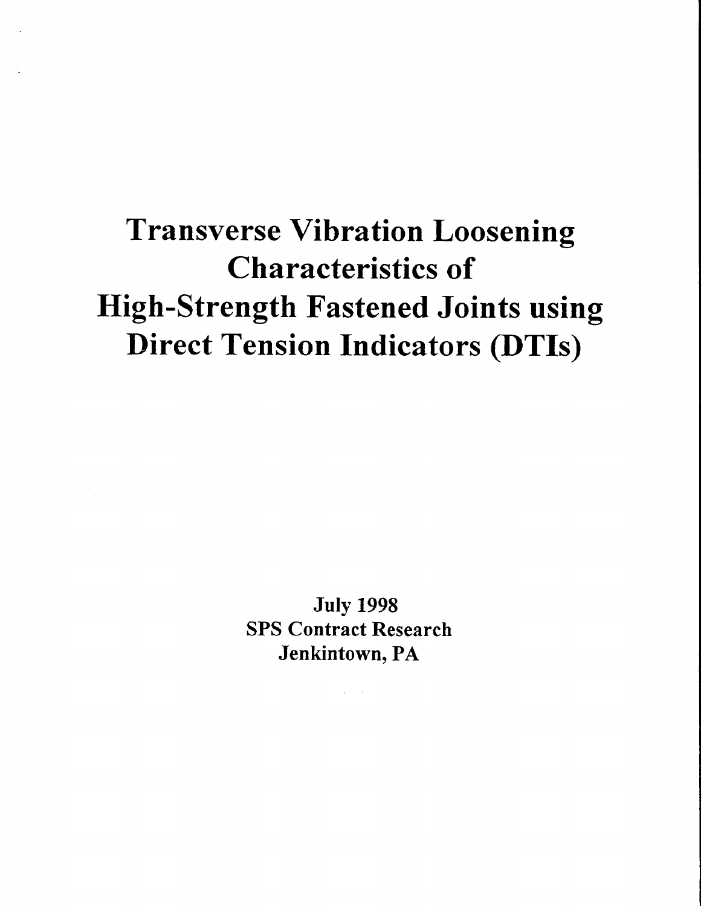# Transverse Vibration Loosening Characteristics of High-Strength Fastened Joints using Direct Tension Indicators (DTIs)

**July 1998**
**SPS Contract Research**
**Jenkintown, PA**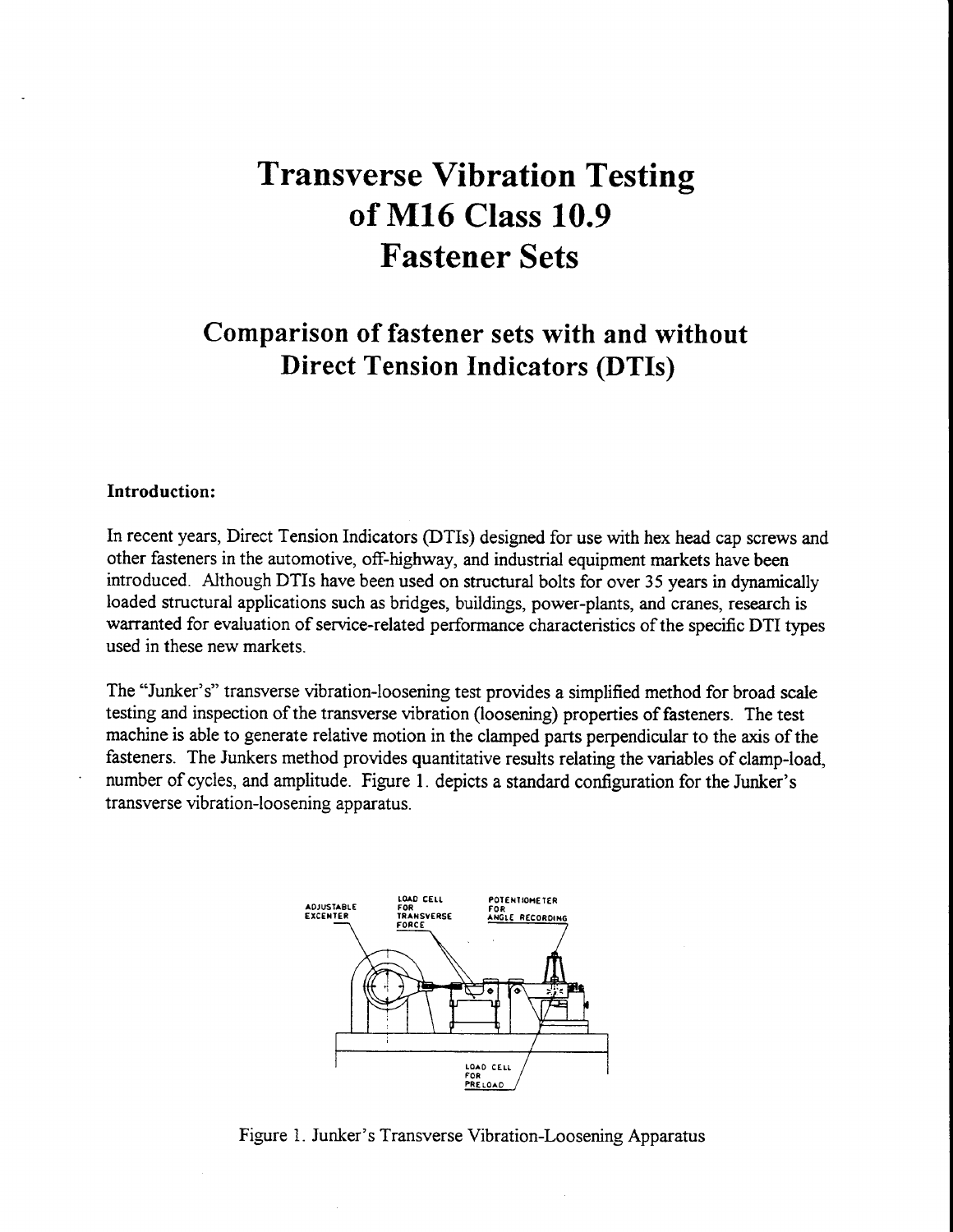# Transverse Vibration Testing of M16 Class 10.9 Fastener Sets

## Comparison of fastener sets with and without Direct Tension Indicators (DTIs)

**Introduction:**

In recent years, Direct Tension Indicators (DTIs) designed for use with hex head cap screws and other fasteners in the automotive, off-highway, and industrial equipment markets have been introduced. Although DTIs have been used on structural bolts for over 35 years in dynamically loaded structural applications such as bridges, buildings, power-plants, and cranes, research is warranted for evaluation of service-related performance characteristics of the specific DTI types used in these new markets.

The "Junker's" transverse vibration-loosening test provides a simplified method for broad scale testing and inspection of the transverse vibration (loosening) properties of fasteners. The test machine is able to generate relative motion in the clamped parts perpendicular to the axis of the fasteners. The Junkers method provides quantitative results relating the variables of clamp-load, number of cycles, and amplitude. Figure 1. depicts a standard configuration for the Junker's transverse vibration-loosening apparatus.

Figure 1. Junker's Transverse Vibration-Loosening Apparatus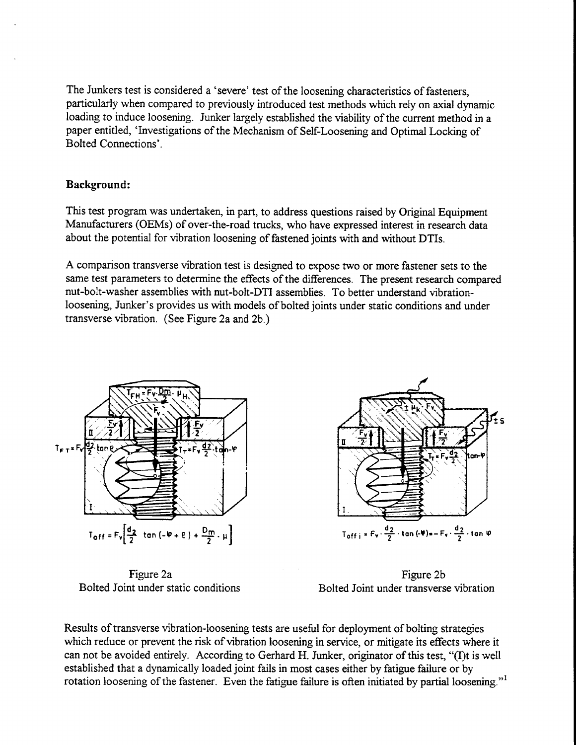The Junkers test is considered a 'severe' test of the loosening characteristics of fasteners, particularly when compared to previously introduced test methods which rely on axial dynamic loading to induce loosening. Junker largely established the viability of the current method in a paper entitled, 'Investigations of the Mechanism of Self-Loosening and Optimal Locking of Bolted Connections'.

**Background:**

This test program was undertaken, in part, to address questions raised by Original Equipment Manufacturers (OEMs) of over-the-road trucks, who have expressed interest in research data about the potential for vibration loosening of fastened joints with and without DTIs.

A comparison transverse vibration test is designed to expose two or more fastener sets to the same test parameters to determine the effects of the differences. The present research compared nut-bolt-washer assemblies with nut-bolt-DTI assemblies. To better understand vibration-loosening, Junker's provides us with models of bolted joints under static conditions and under transverse vibration. (See Figure 2a and 2b.)

$$T_{FH} = F_V \cdot \frac{D_m}{2} \cdot \mu_H$$

$$T_{FT} = F_V \frac{d_2}{2} \tan \rho \qquad T_T = F_V \frac{d_2}{2} \cdot \tan -\varphi$$

$$T_{off} = F_V \left[ \frac{d_2}{2} \tan(-\varphi + \rho) + \frac{D_m}{2} \cdot \mu \right]$$

Figure 2a
Bolted Joint under static conditions

$$\pm \mu_K \cdot F_V \qquad \pm S \qquad T_T = F_V \frac{d_2}{2} \cdot \tan -\varphi$$

$$T_{off\,i} = F_V \cdot \frac{d_2}{2} \cdot \tan(-\varphi) = -F_V \cdot \frac{d_2}{2} \cdot \tan \varphi$$

Figure 2b
Bolted Joint under transverse vibration

Results of transverse vibration-loosening tests are useful for deployment of bolting strategies which reduce or prevent the risk of vibration loosening in service, or mitigate its effects where it can not be avoided entirely. According to Gerhard H. Junker, originator of this test, "(I)t is well established that a dynamically loaded joint fails in most cases either by fatigue failure or by rotation loosening of the fastener. Even the fatigue failure is often initiated by partial loosening."[1]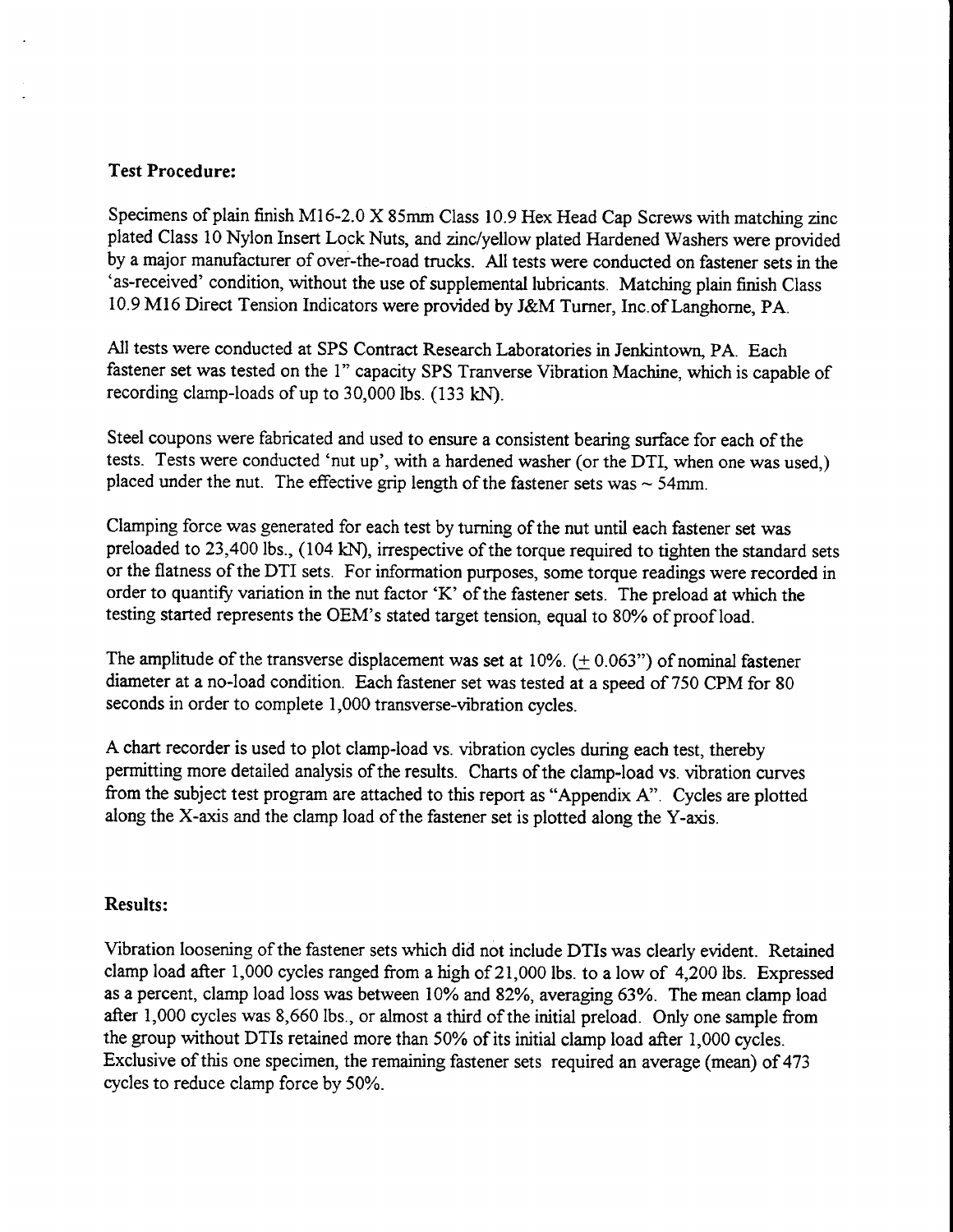**Test Procedure:**

Specimens of plain finish M16-2.0 X 85mm Class 10.9 Hex Head Cap Screws with matching zinc plated Class 10 Nylon Insert Lock Nuts, and zinc/yellow plated Hardened Washers were provided by a major manufacturer of over-the-road trucks. All tests were conducted on fastener sets in the 'as-received' condition, without the use of supplemental lubricants. Matching plain finish Class 10.9 M16 Direct Tension Indicators were provided by J&M Turner, Inc.of Langhorne, PA.

All tests were conducted at SPS Contract Research Laboratories in Jenkintown, PA. Each fastener set was tested on the 1" capacity SPS Tranverse Vibration Machine, which is capable of recording clamp-loads of up to 30,000 lbs. (133 kN).

Steel coupons were fabricated and used to ensure a consistent bearing surface for each of the tests. Tests were conducted 'nut up', with a hardened washer (or the DTI, when one was used,) placed under the nut. The effective grip length of the fastener sets was ~ 54mm.

Clamping force was generated for each test by turning of the nut until each fastener set was preloaded to 23,400 lbs., (104 kN), irrespective of the torque required to tighten the standard sets or the flatness of the DTI sets. For information purposes, some torque readings were recorded in order to quantify variation in the nut factor 'K' of the fastener sets. The preload at which the testing started represents the OEM's stated target tension, equal to 80% of proof load.

The amplitude of the transverse displacement was set at 10%. (± 0.063") of nominal fastener diameter at a no-load condition. Each fastener set was tested at a speed of 750 CPM for 80 seconds in order to complete 1,000 transverse-vibration cycles.

A chart recorder is used to plot clamp-load vs. vibration cycles during each test, thereby permitting more detailed analysis of the results. Charts of the clamp-load vs. vibration curves from the subject test program are attached to this report as "Appendix A". Cycles are plotted along the X-axis and the clamp load of the fastener set is plotted along the Y-axis.

**Results:**

Vibration loosening of the fastener sets which did not include DTIs was clearly evident. Retained clamp load after 1,000 cycles ranged from a high of 21,000 lbs. to a low of 4,200 lbs. Expressed as a percent, clamp load loss was between 10% and 82%, averaging 63%. The mean clamp load after 1,000 cycles was 8,660 lbs., or almost a third of the initial preload. Only one sample from the group without DTIs retained more than 50% of its initial clamp load after 1,000 cycles. Exclusive of this one specimen, the remaining fastener sets required an average (mean) of 473 cycles to reduce clamp force by 50%.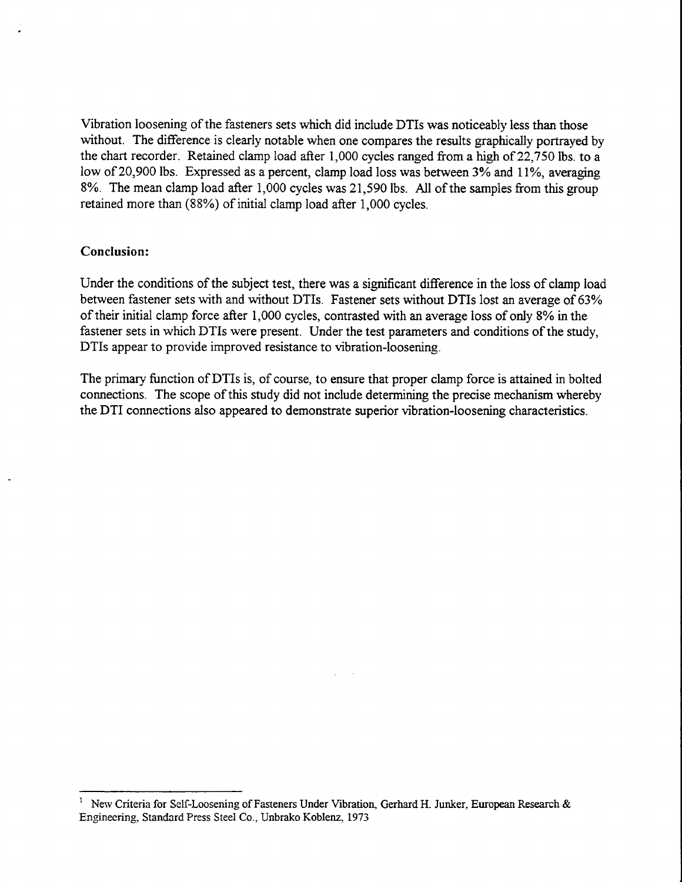Vibration loosening of the fasteners sets which did include DTIs was noticeably less than those without. The difference is clearly notable when one compares the results graphically portrayed by the chart recorder. Retained clamp load after 1,000 cycles ranged from a high of 22,750 lbs. to a low of 20,900 lbs. Expressed as a percent, clamp load loss was between 3% and 11%, averaging 8%. The mean clamp load after 1,000 cycles was 21,590 lbs. All of the samples from this group retained more than (88%) of initial clamp load after 1,000 cycles.

**Conclusion:**

Under the conditions of the subject test, there was a significant difference in the loss of clamp load between fastener sets with and without DTIs. Fastener sets without DTIs lost an average of 63% of their initial clamp force after 1,000 cycles, contrasted with an average loss of only 8% in the fastener sets in which DTIs were present. Under the test parameters and conditions of the study, DTIs appear to provide improved resistance to vibration-loosening.

The primary function of DTIs is, of course, to ensure that proper clamp force is attained in bolted connections. The scope of this study did not include determining the precise mechanism whereby the DTI connections also appeared to demonstrate superior vibration-loosening characteristics.

---

[1] New Criteria for Self-Loosening of Fasteners Under Vibration, Gerhard H. Junker, European Research & Engineering, Standard Press Steel Co., Unbrako Koblenz, 1973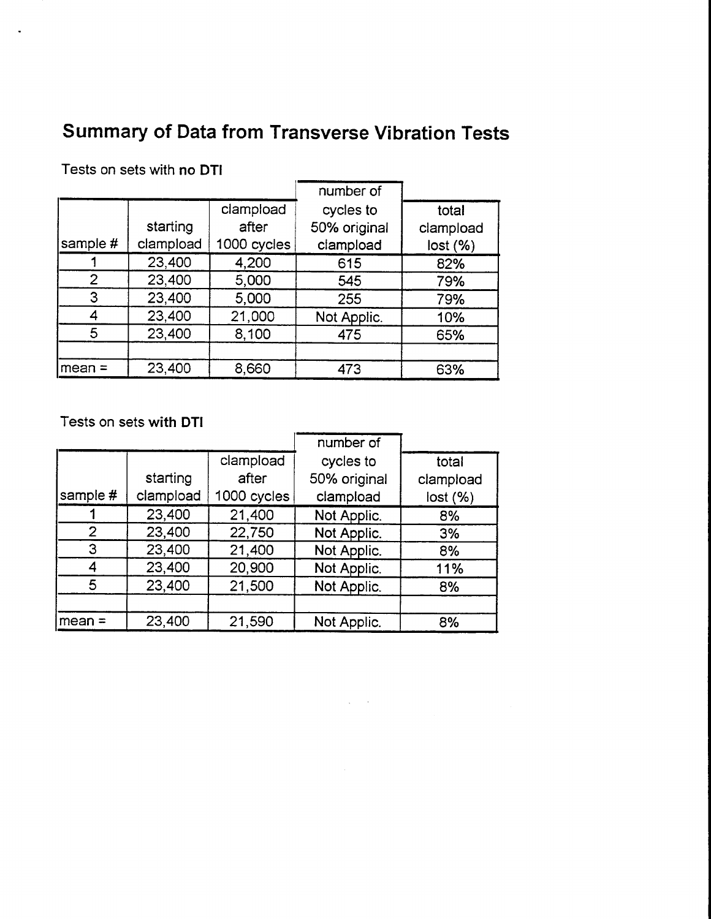## Summary of Data from Transverse Vibration Tests

Tests on sets with **no DTI**

| sample # | starting clampload | clampload after 1000 cycles | number of cycles to 50% original clampload | total clampload lost (%) |
|---|---|---|---|---|
| 1 | 23,400 | 4,200 | 615 | 82% |
| 2 | 23,400 | 5,000 | 545 | 79% |
| 3 | 23,400 | 5,000 | 255 | 79% |
| 4 | 23,400 | 21,000 | Not Applic. | 10% |
| 5 | 23,400 | 8,100 | 475 | 65% |
| | | | | |
| mean = | 23,400 | 8,660 | 473 | 63% |

Tests on sets **with DTI**

| sample # | starting clampload | clampload after 1000 cycles | number of cycles to 50% original clampload | total clampload lost (%) |
|---|---|---|---|---|
| 1 | 23,400 | 21,400 | Not Applic. | 8% |
| 2 | 23,400 | 22,750 | Not Applic. | 3% |
| 3 | 23,400 | 21,400 | Not Applic. | 8% |
| 4 | 23,400 | 20,900 | Not Applic. | 11% |
| 5 | 23,400 | 21,500 | Not Applic. | 8% |
| | | | | |
| mean = | 23,400 | 21,590 | Not Applic. | 8% |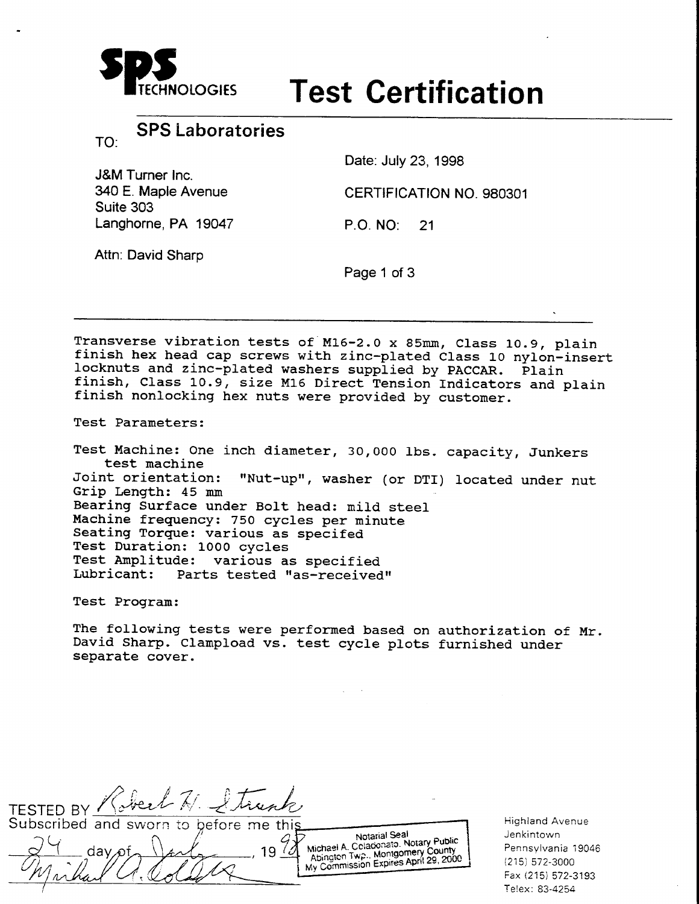**SPS TECHNOLOGIES**

# Test Certification

## SPS Laboratories

TO:

J&M Turner Inc.
340 E. Maple Avenue
Suite 303
Langhorne, PA 19047

Attn: David Sharp

Date: July 23, 1998

CERTIFICATION NO. 980301

P.O. NO: 21

Page 1 of 3

---

Transverse vibration tests of M16-2.0 x 85mm, Class 10.9, plain finish hex head cap screws with zinc-plated Class 10 nylon-insert locknuts and zinc-plated washers supplied by PACCAR. Plain finish, Class 10.9, size M16 Direct Tension Indicators and plain finish nonlocking hex nuts were provided by customer.

Test Parameters:

Test Machine: One inch diameter, 30,000 lbs. capacity, Junkers test machine
Joint orientation: "Nut-up", washer (or DTI) located under nut
Grip Length: 45 mm
Bearing Surface under Bolt head: mild steel
Machine frequency: 750 cycles per minute
Seating Torque: various as specifed
Test Duration: 1000 cycles
Test Amplitude: various as specified
Lubricant: Parts tested "as-received"

Test Program:

The following tests were performed based on authorization of Mr. David Sharp. Clampload vs. test cycle plots furnished under separate cover.

TESTED BY Robert H. Strunk

Subscribed and sworn to before me this 24 day of July, 1998

Michael A. Colaconato

Notarial Seal
Michael A. Colaconato, Notary Public
Abington Twp., Montgomery County
My Commission Expires April 29, 2000

Highland Avenue
Jenkintown
Pennsylvania 19046
(215) 572-3000
Fax (215) 572-3193
Telex: 83-4254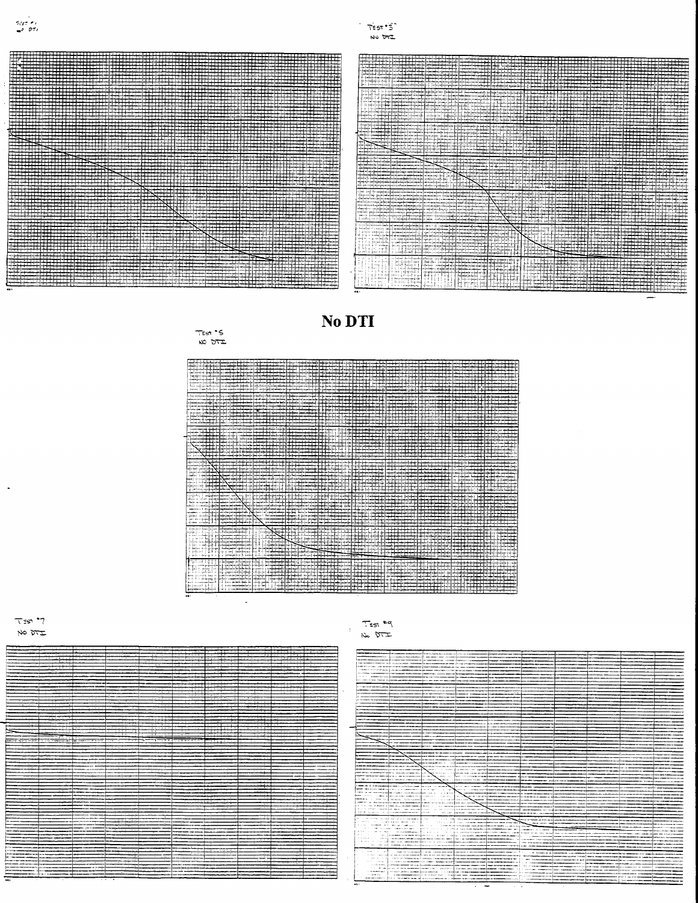Test #1
No DTI

Test #3
No DTI

# No DTI

Test #5
No DTI

Test #7
No DTI

Test #9
No DTI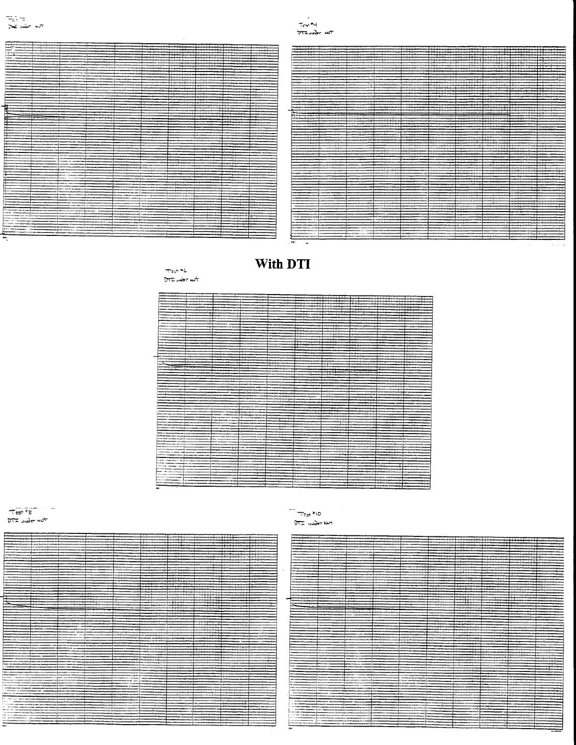Test #2
DTI under nut

Test #4
DTI under nut

# With DTI

Test #6
DTI under nut

Test #8
DTI under nut

Test #10
DTI under nut